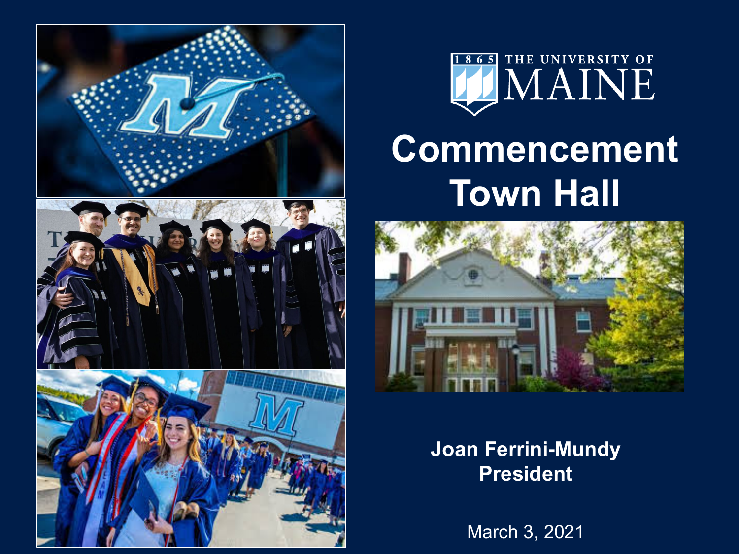1865 THE UNIVERSITY OF MAINE

# Commencement Town Hall

**Joan Ferrini-Mundy**
**President**

March 3, 2021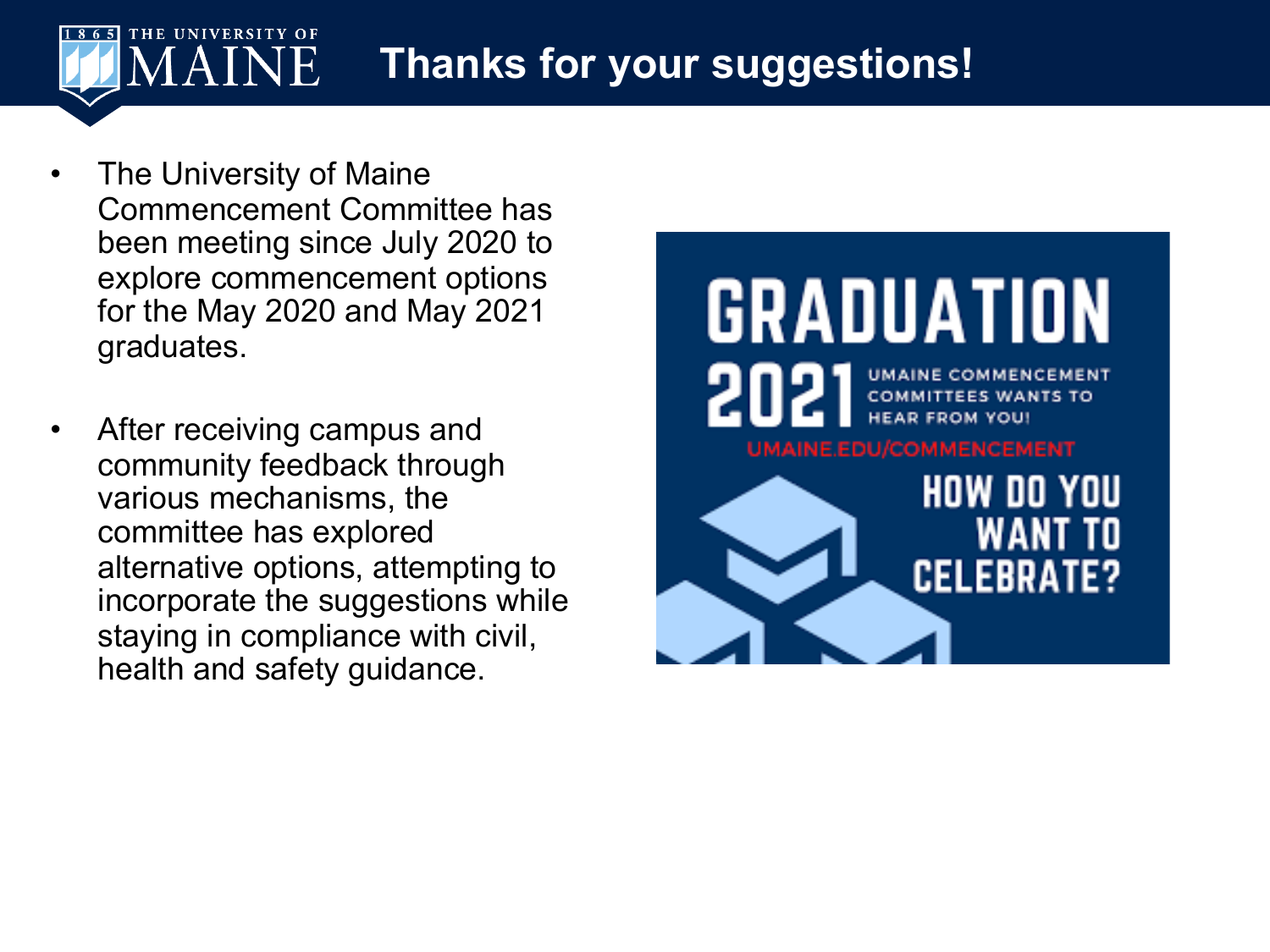# Thanks for your suggestions!

- The University of Maine Commencement Committee has been meeting since July 2020 to explore commencement options for the May 2020 and May 2021 graduates.
- After receiving campus and community feedback through various mechanisms, the committee has explored alternative options, attempting to incorporate the suggestions while staying in compliance with civil, health and safety guidance.

GRADUATION 2021

UMAINE COMMENCEMENT COMMITTEES WANTS TO HEAR FROM YOU!

UMAINE.EDU/COMMENCEMENT

HOW DO YOU WANT TO CELEBRATE?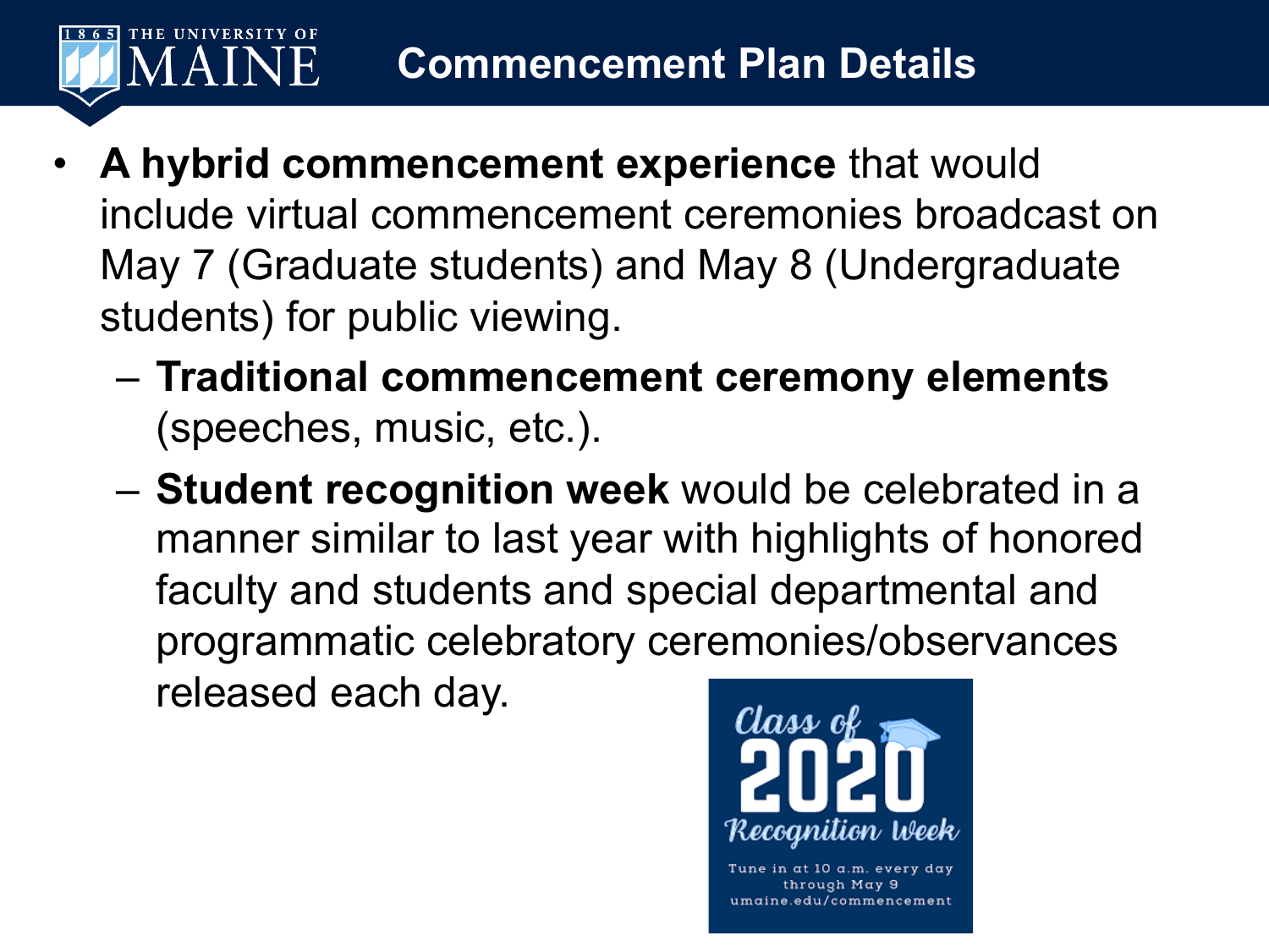# Commencement Plan Details

- **A hybrid commencement experience** that would include virtual commencement ceremonies broadcast on May 7 (Graduate students) and May 8 (Undergraduate students) for public viewing.
  - **Traditional commencement ceremony elements** (speeches, music, etc.).
  - **Student recognition week** would be celebrated in a manner similar to last year with highlights of honored faculty and students and special departmental and programmatic celebratory ceremonies/observances released each day.

Class of 2020 Recognition Week

Tune in at 10 a.m. every day through May 9

umaine.edu/commencement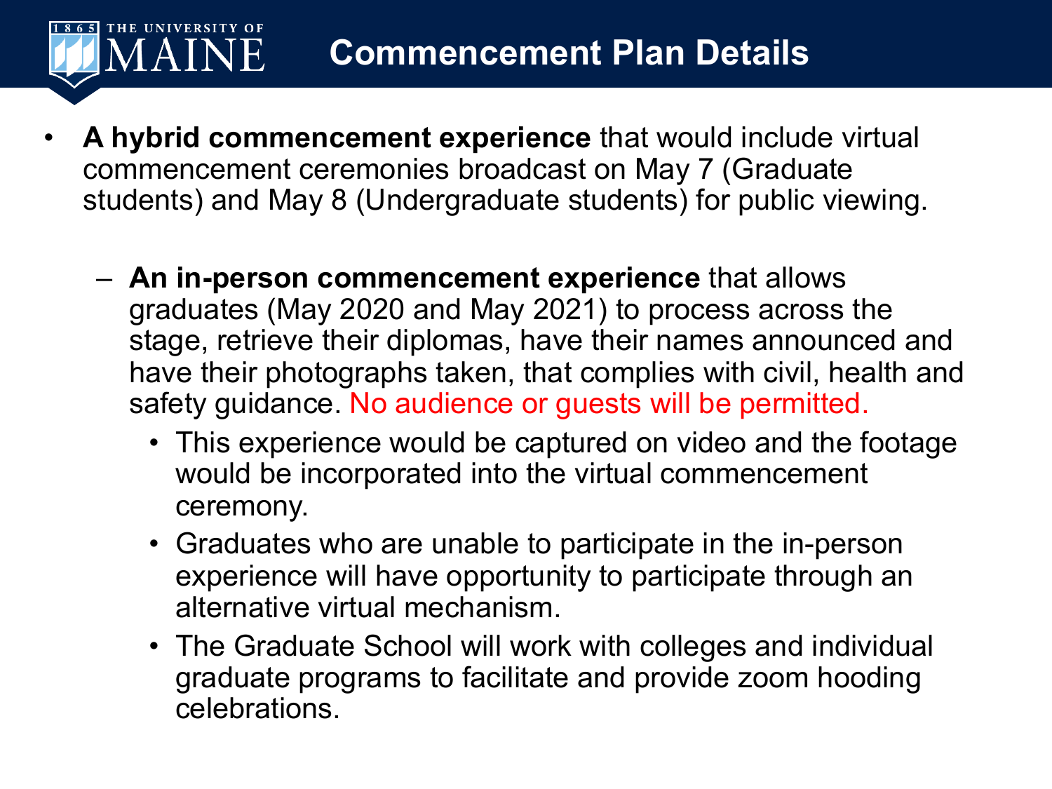# Commencement Plan Details

- **A hybrid commencement experience** that would include virtual commencement ceremonies broadcast on May 7 (Graduate students) and May 8 (Undergraduate students) for public viewing.
  - **An in-person commencement experience** that allows graduates (May 2020 and May 2021) to process across the stage, retrieve their diplomas, have their names announced and have their photographs taken, that complies with civil, health and safety guidance. No audience or guests will be permitted.
    - This experience would be captured on video and the footage would be incorporated into the virtual commencement ceremony.
    - Graduates who are unable to participate in the in-person experience will have opportunity to participate through an alternative virtual mechanism.
    - The Graduate School will work with colleges and individual graduate programs to facilitate and provide zoom hooding celebrations.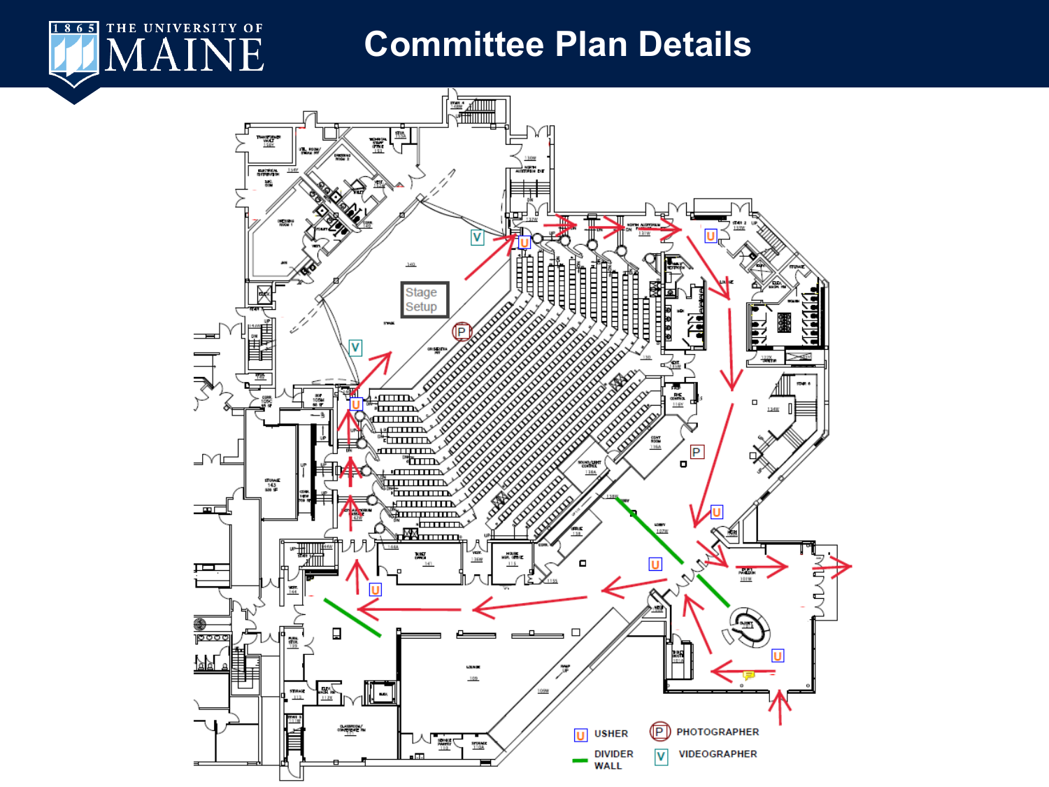# Committee Plan Details

Stage Setup

| Symbol | Meaning |
| --- | --- |
| U | USHER |
| (green line) | DIVIDER WALL |
| P | PHOTOGRAPHER |
| V | VIDEOGRAPHER |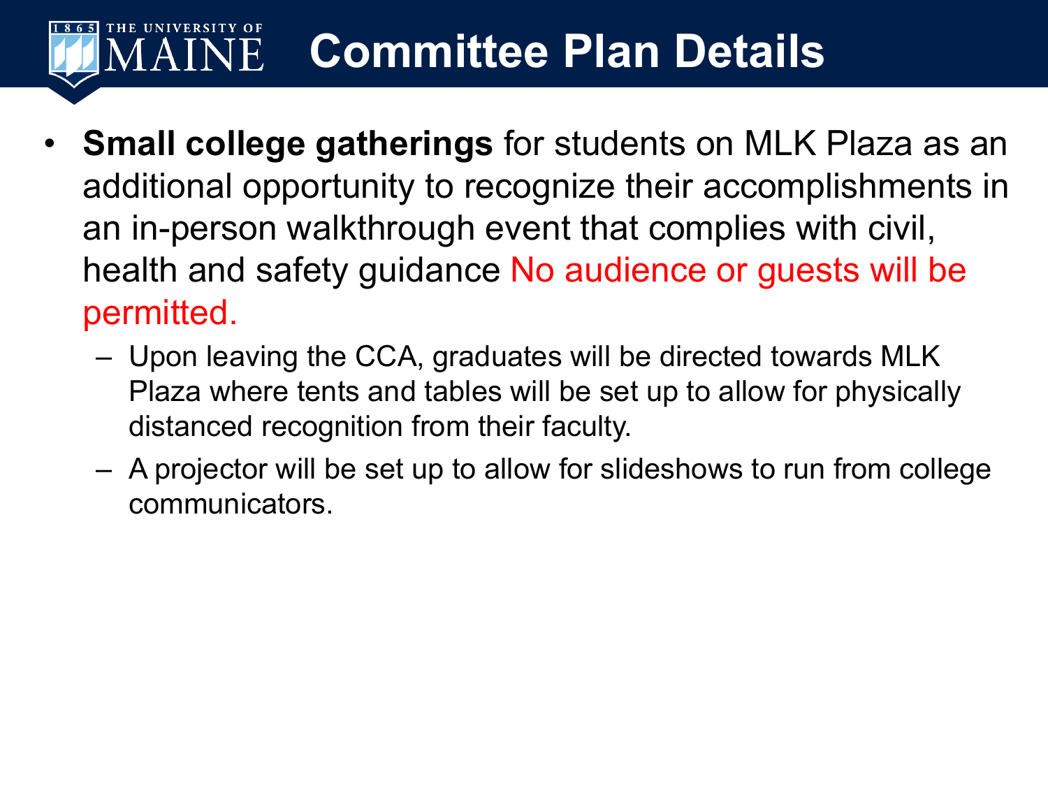# Committee Plan Details

- **Small college gatherings** for students on MLK Plaza as an additional opportunity to recognize their accomplishments in an in-person walkthrough event that complies with civil, health and safety guidance No audience or guests will be permitted.
  - Upon leaving the CCA, graduates will be directed towards MLK Plaza where tents and tables will be set up to allow for physically distanced recognition from their faculty.
  - A projector will be set up to allow for slideshows to run from college communicators.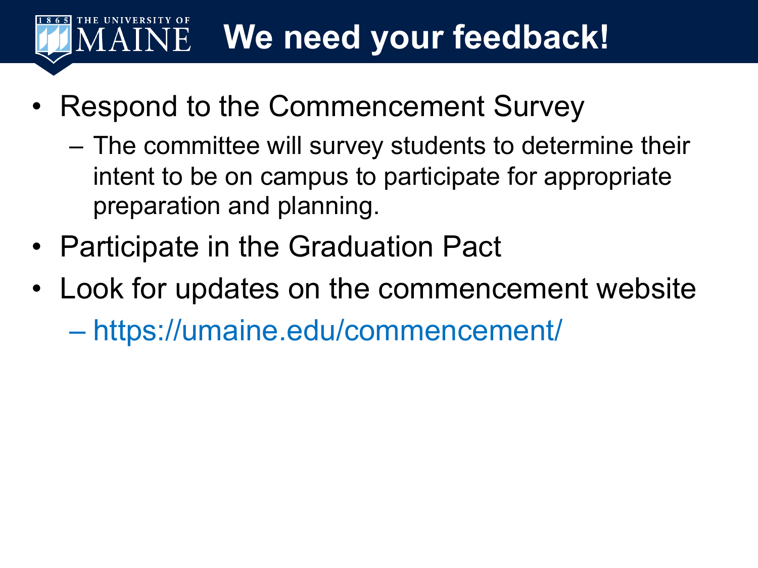# We need your feedback!

- Respond to the Commencement Survey
  - The committee will survey students to determine their intent to be on campus to participate for appropriate preparation and planning.
- Participate in the Graduation Pact
- Look for updates on the commencement website
  - https://umaine.edu/commencement/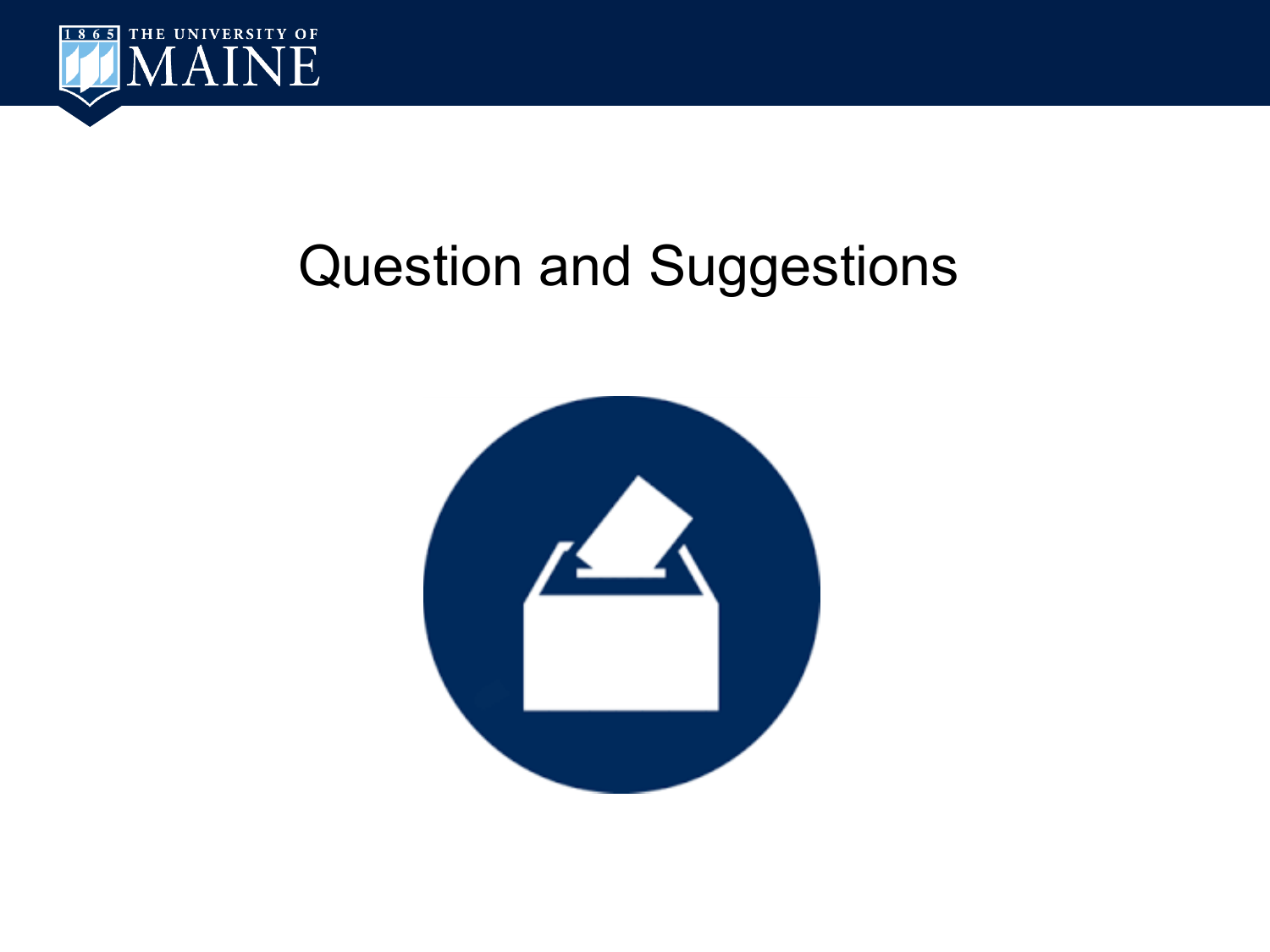# Question and Suggestions